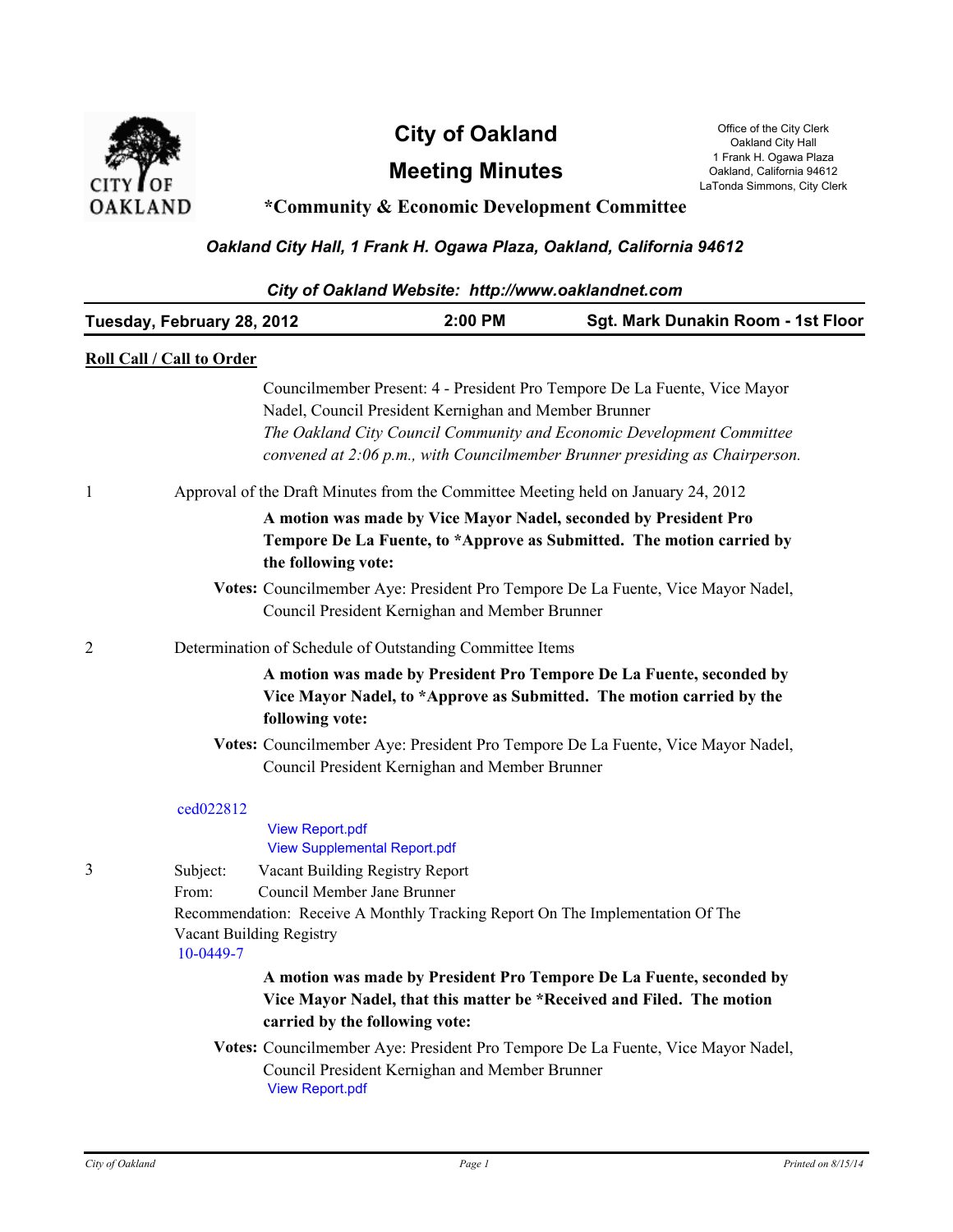# City of Oakland

# Meeting Minutes

## *Community & Economic Development Committee

Office of the City Clerk
Oakland City Hall
1 Frank H. Ogawa Plaza
Oakland, California 94612
LaTonda Simmons, City Clerk

***Oakland City Hall, 1 Frank H. Ogawa Plaza, Oakland, California 94612***

***City of Oakland Website: http://www.oaklandnet.com***

**Tuesday, February 28, 2012 — 2:00 PM — Sgt. Mark Dunakin Room - 1st Floor**

**Roll Call / Call to Order**

Councilmember Present: 4 - President Pro Tempore De La Fuente, Vice Mayor Nadel, Council President Kernighan and Member Brunner

*The Oakland City Council Community and Economic Development Committee convened at 2:06 p.m., with Councilmember Brunner presiding as Chairperson.*

1. Approval of the Draft Minutes from the Committee Meeting held on January 24, 2012

   **A motion was made by Vice Mayor Nadel, seconded by President Pro Tempore De La Fuente, to *Approve as Submitted. The motion carried by the following vote:**

   **Votes:** Councilmember Aye: President Pro Tempore De La Fuente, Vice Mayor Nadel, Council President Kernighan and Member Brunner

2. Determination of Schedule of Outstanding Committee Items

   **A motion was made by President Pro Tempore De La Fuente, seconded by Vice Mayor Nadel, to *Approve as Submitted. The motion carried by the following vote:**

   **Votes:** Councilmember Aye: President Pro Tempore De La Fuente, Vice Mayor Nadel, Council President Kernighan and Member Brunner

   ced022812

   View Report.pdf
   View Supplemental Report.pdf

3. Subject: Vacant Building Registry Report
   From: Council Member Jane Brunner
   Recommendation: Receive A Monthly Tracking Report On The Implementation Of The Vacant Building Registry
   10-0449-7

   **A motion was made by President Pro Tempore De La Fuente, seconded by Vice Mayor Nadel, that this matter be *Received and Filed. The motion carried by the following vote:**

   **Votes:** Councilmember Aye: President Pro Tempore De La Fuente, Vice Mayor Nadel, Council President Kernighan and Member Brunner

   View Report.pdf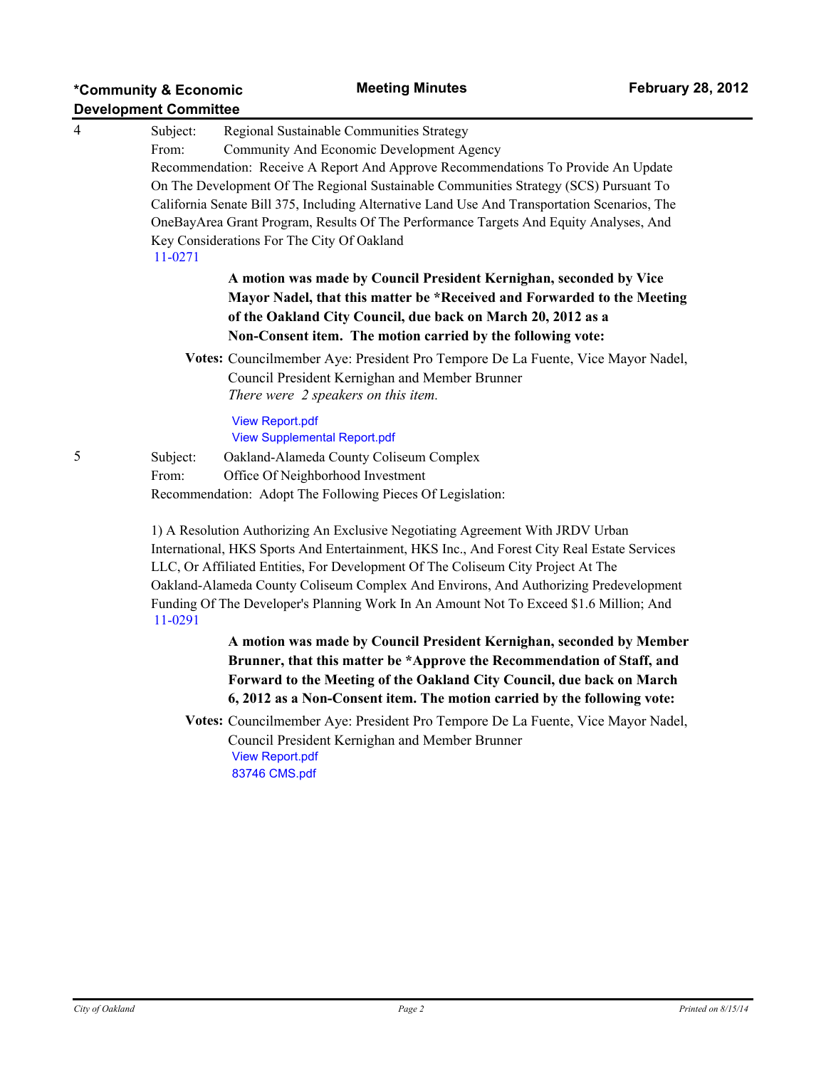4

Subject: Regional Sustainable Communities Strategy
From: Community And Economic Development Agency
Recommendation: Receive A Report And Approve Recommendations To Provide An Update On The Development Of The Regional Sustainable Communities Strategy (SCS) Pursuant To California Senate Bill 375, Including Alternative Land Use And Transportation Scenarios, The OneBayArea Grant Program, Results Of The Performance Targets And Equity Analyses, And Key Considerations For The City Of Oakland
11-0271

**A motion was made by Council President Kernighan, seconded by Vice Mayor Nadel, that this matter be *Received and Forwarded to the Meeting of the Oakland City Council, due back on March 20, 2012 as a Non-Consent item. The motion carried by the following vote:**

**Votes:** Councilmember Aye: President Pro Tempore De La Fuente, Vice Mayor Nadel, Council President Kernighan and Member Brunner
*There were 2 speakers on this item.*

View Report.pdf
View Supplemental Report.pdf

5

Subject: Oakland-Alameda County Coliseum Complex
From: Office Of Neighborhood Investment
Recommendation: Adopt The Following Pieces Of Legislation:

1) A Resolution Authorizing An Exclusive Negotiating Agreement With JRDV Urban International, HKS Sports And Entertainment, HKS Inc., And Forest City Real Estate Services LLC, Or Affiliated Entities, For Development Of The Coliseum City Project At The Oakland-Alameda County Coliseum Complex And Environs, And Authorizing Predevelopment Funding Of The Developer's Planning Work In An Amount Not To Exceed $1.6 Million; And
11-0291

**A motion was made by Council President Kernighan, seconded by Member Brunner, that this matter be *Approve the Recommendation of Staff, and Forward to the Meeting of the Oakland City Council, due back on March 6, 2012 as a Non-Consent item. The motion carried by the following vote:**

**Votes:** Councilmember Aye: President Pro Tempore De La Fuente, Vice Mayor Nadel, Council President Kernighan and Member Brunner

View Report.pdf
83746 CMS.pdf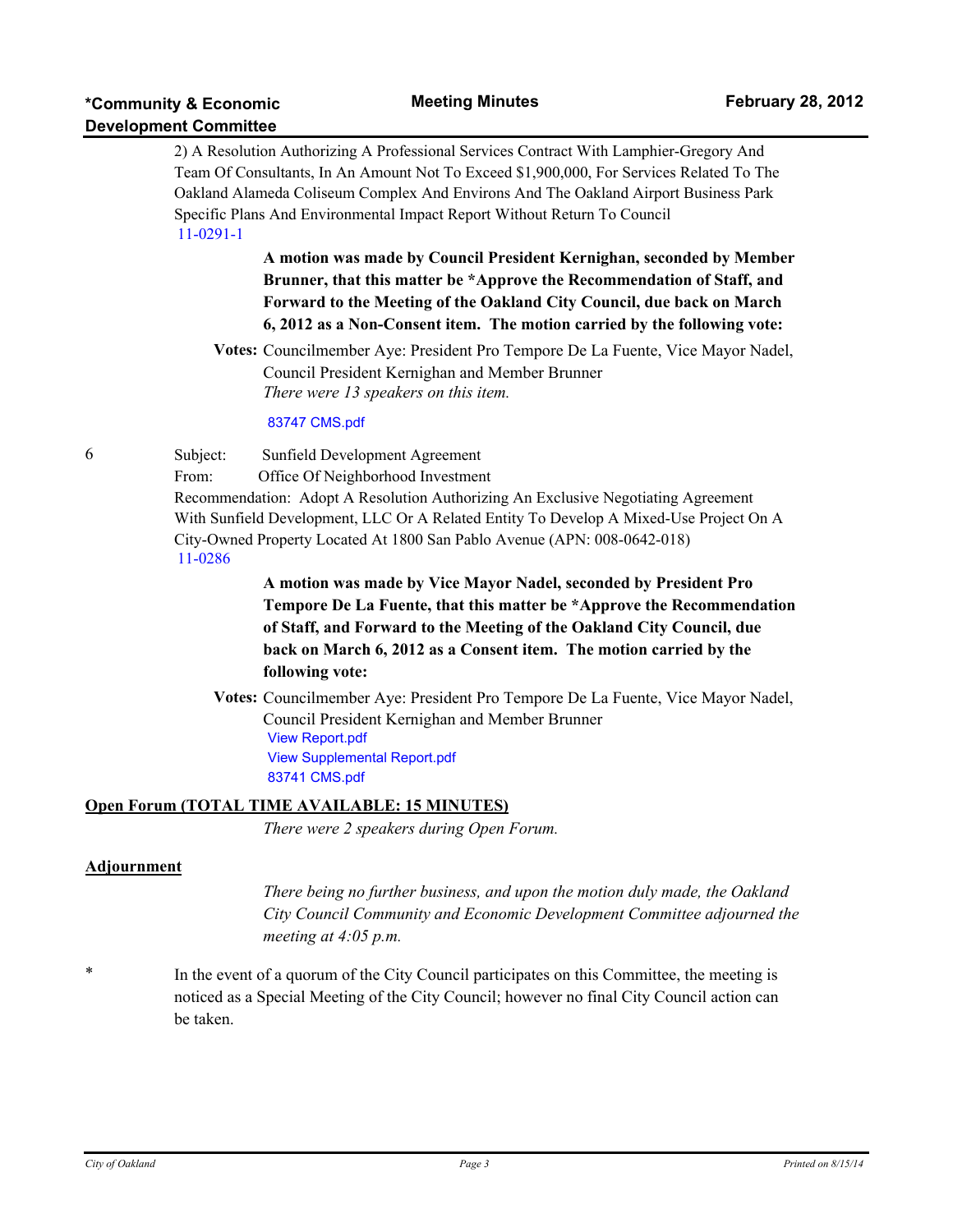2) A Resolution Authorizing A Professional Services Contract With Lamphier-Gregory And Team Of Consultants, In An Amount Not To Exceed $1,900,000, For Services Related To The Oakland Alameda Coliseum Complex And Environs And The Oakland Airport Business Park Specific Plans And Environmental Impact Report Without Return To Council

11-0291-1

**A motion was made by Council President Kernighan, seconded by Member Brunner, that this matter be *Approve the Recommendation of Staff, and Forward to the Meeting of the Oakland City Council, due back on March 6, 2012 as a Non-Consent item. The motion carried by the following vote:**

**Votes:** Councilmember Aye: President Pro Tempore De La Fuente, Vice Mayor Nadel, Council President Kernighan and Member Brunner

*There were 13 speakers on this item.*

83747 CMS.pdf

6 Subject: Sunfield Development Agreement

From: Office Of Neighborhood Investment

Recommendation: Adopt A Resolution Authorizing An Exclusive Negotiating Agreement With Sunfield Development, LLC Or A Related Entity To Develop A Mixed-Use Project On A City-Owned Property Located At 1800 San Pablo Avenue (APN: 008-0642-018)

11-0286

**A motion was made by Vice Mayor Nadel, seconded by President Pro Tempore De La Fuente, that this matter be *Approve the Recommendation of Staff, and Forward to the Meeting of the Oakland City Council, due back on March 6, 2012 as a Consent item. The motion carried by the following vote:**

**Votes:** Councilmember Aye: President Pro Tempore De La Fuente, Vice Mayor Nadel, Council President Kernighan and Member Brunner

View Report.pdf

View Supplemental Report.pdf

83741 CMS.pdf

## Open Forum (TOTAL TIME AVAILABLE: 15 MINUTES)

*There were 2 speakers during Open Forum.*

## Adjournment

*There being no further business, and upon the motion duly made, the Oakland City Council Community and Economic Development Committee adjourned the meeting at 4:05 p.m.*

* In the event of a quorum of the City Council participates on this Committee, the meeting is noticed as a Special Meeting of the City Council; however no final City Council action can be taken.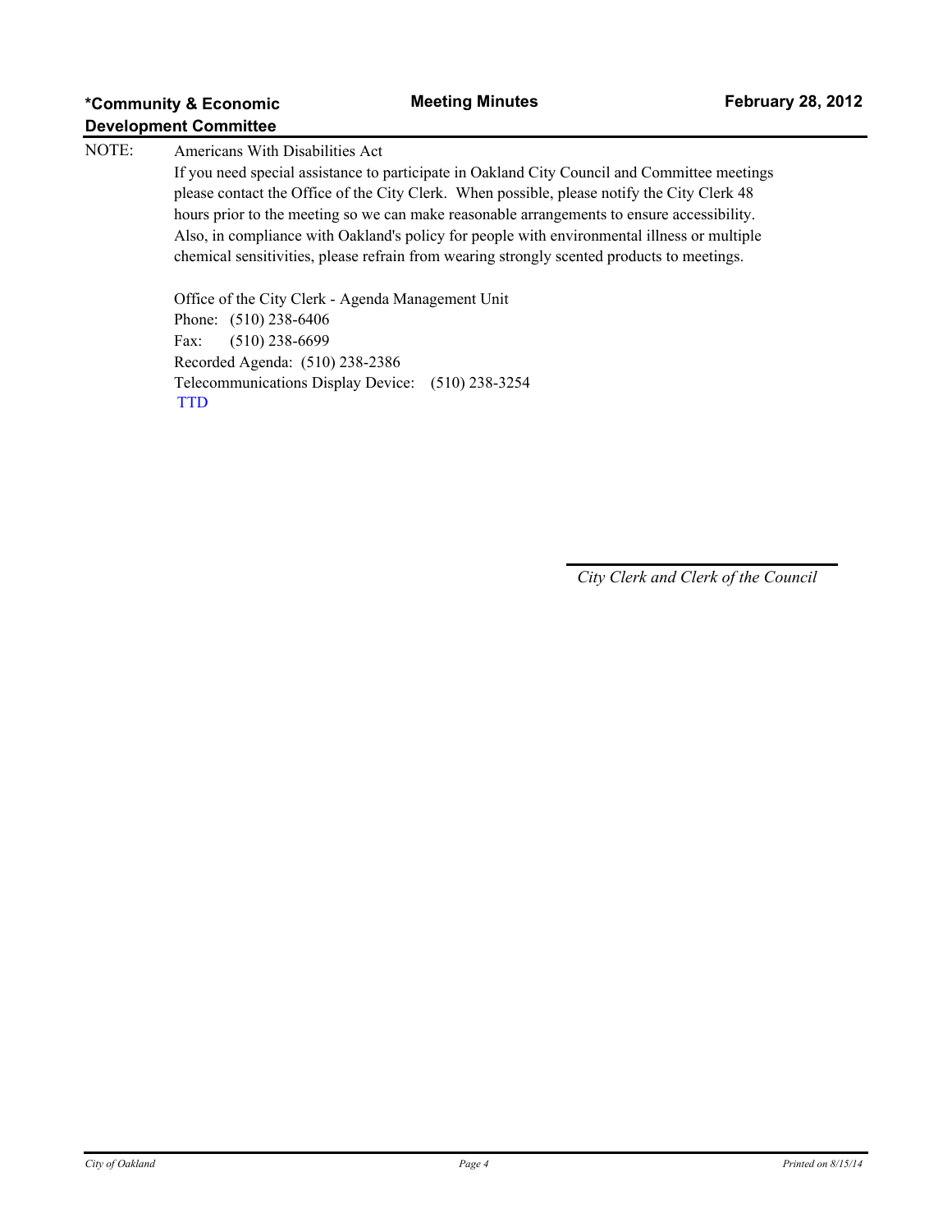NOTE: Americans With Disabilities Act

If you need special assistance to participate in Oakland City Council and Committee meetings please contact the Office of the City Clerk. When possible, please notify the City Clerk 48 hours prior to the meeting so we can make reasonable arrangements to ensure accessibility. Also, in compliance with Oakland's policy for people with environmental illness or multiple chemical sensitivities, please refrain from wearing strongly scented products to meetings.

Office of the City Clerk - Agenda Management Unit
Phone: (510) 238-6406
Fax: (510) 238-6699
Recorded Agenda: (510) 238-2386
Telecommunications Display Device: (510) 238-3254
TTD

*City Clerk and Clerk of the Council*